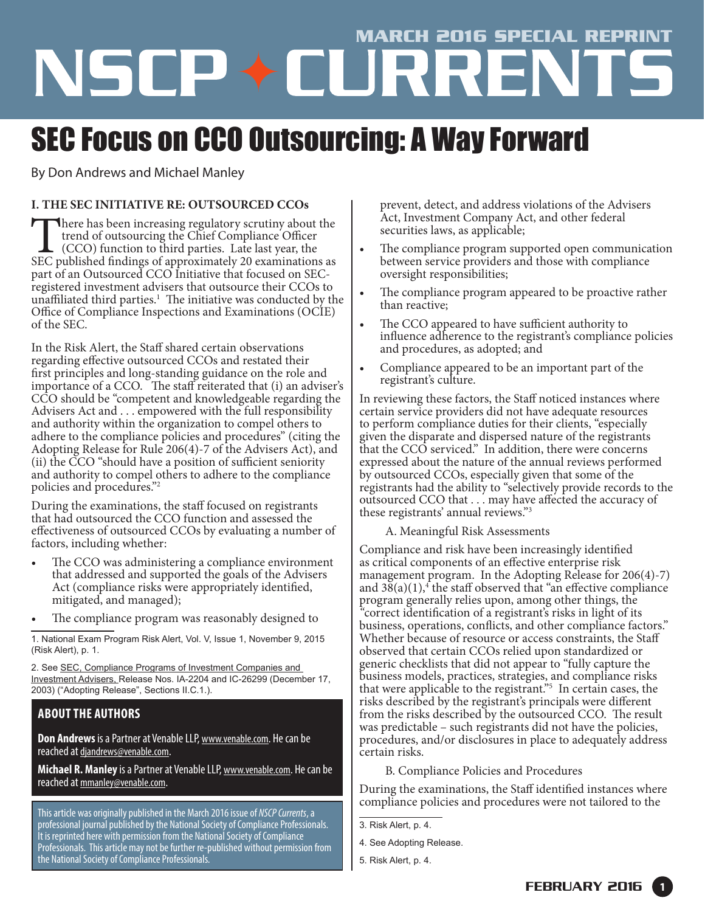# SEC Focus on CCO Outsourcing: A Way Forward

By Don Andrews and Michael Manley

## I. THE SEC INITIATIVE RE: OUTSOURCED CCOs

There has been increasing regulatory scrutiny about the trend of outsourcing the Chief Compliance Officer (CCO) function to third parties. Late last year, the SEC published findings of approximately 20 examinations as part of an Outsourced CCO Initiative that focused on SEC-registered investment advisers that outsource their CCOs to unaffiliated third parties.[1] The initiative was conducted by the Office of Compliance Inspections and Examinations (OCIE) of the SEC.

In the Risk Alert, the Staff shared certain observations regarding effective outsourced CCOs and restated their first principles and long-standing guidance on the role and importance of a CCO. The staff reiterated that (i) an adviser's CCO should be "competent and knowledgeable regarding the Advisers Act and . . . empowered with the full responsibility and authority within the organization to compel others to adhere to the compliance policies and procedures" (citing the Adopting Release for Rule 206(4)-7 of the Advisers Act), and (ii) the CCO "should have a position of sufficient seniority and authority to compel others to adhere to the compliance policies and procedures."[2]

During the examinations, the staff focused on registrants that had outsourced the CCO function and assessed the effectiveness of outsourced CCOs by evaluating a number of factors, including whether:

- The CCO was administering a compliance environment that addressed and supported the goals of the Advisers Act (compliance risks were appropriately identified, mitigated, and managed);
- The compliance program was reasonably designed to prevent, detect, and address violations of the Advisers Act, Investment Company Act, and other federal securities laws, as applicable;
- The compliance program supported open communication between service providers and those with compliance oversight responsibilities;
- The compliance program appeared to be proactive rather than reactive;
- The CCO appeared to have sufficient authority to influence adherence to the registrant's compliance policies and procedures, as adopted; and
- Compliance appeared to be an important part of the registrant's culture.

In reviewing these factors, the Staff noticed instances where certain service providers did not have adequate resources to perform compliance duties for their clients, "especially given the disparate and dispersed nature of the registrants that the CCO serviced." In addition, there were concerns expressed about the nature of the annual reviews performed by outsourced CCOs, especially given that some of the registrants had the ability to "selectively provide records to the outsourced CCO that . . . may have affected the accuracy of these registrants' annual reviews."[3]

### A. Meaningful Risk Assessments

Compliance and risk have been increasingly identified as critical components of an effective enterprise risk management program. In the Adopting Release for 206(4)-7 and 38(a)(1),[4] the staff observed that "an effective compliance program generally relies upon, among other things, the "correct identification of a registrant's risks in light of its business, operations, conflicts, and other compliance factors." Whether because of resource or access constraints, the Staff observed that certain CCOs relied upon standardized or generic checklists that did not appear to "fully capture the business models, practices, strategies, and compliance risks that were applicable to the registrant."[5] In certain cases, the risks described by the registrant's principals were different from the risks described by the outsourced CCO. The result was predictable – such registrants did not have the policies, procedures, and/or disclosures in place to adequately address certain risks.

### B. Compliance Policies and Procedures

During the examinations, the Staff identified instances where compliance policies and procedures were not tailored to the

---

1. National Exam Program Risk Alert, Vol. V, Issue 1, November 9, 2015 (Risk Alert), p. 1.

2. See SEC, Compliance Programs of Investment Companies and Investment Advisers, Release Nos. IA-2204 and IC-26299 (December 17, 2003) ("Adopting Release", Sections II.C.1.).

3. Risk Alert, p. 4.

4. See Adopting Release.

5. Risk Alert, p. 4.

---

**ABOUT THE AUTHORS**

**Don Andrews** is a Partner at Venable LLP, www.venable.com. He can be reached at djandrews@venable.com.

**Michael R. Manley** is a Partner at Venable LLP, www.venable.com. He can be reached at mmanley@venable.com.

This article was originally published in the March 2016 issue of *NSCP Currents*, a professional journal published by the National Society of Compliance Professionals. It is reprinted here with permission from the National Society of Compliance Professionals. This article may not be further re-published without permission from the National Society of Compliance Professionals.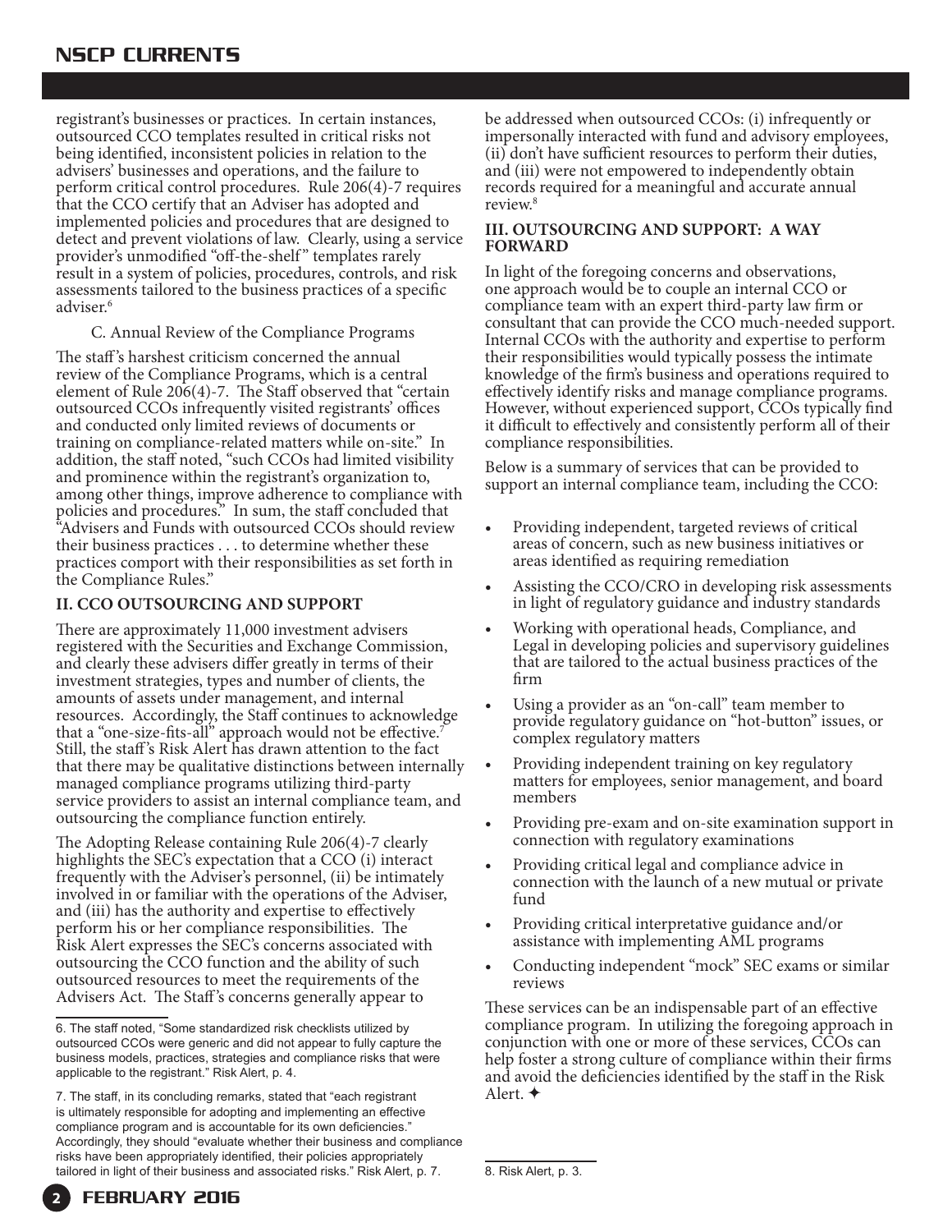registrant's businesses or practices. In certain instances, outsourced CCO templates resulted in critical risks not being identified, inconsistent policies in relation to the advisers' businesses and operations, and the failure to perform critical control procedures. Rule 206(4)-7 requires that the CCO certify that an Adviser has adopted and implemented policies and procedures that are designed to detect and prevent violations of law. Clearly, using a service provider's unmodified "off-the-shelf" templates rarely result in a system of policies, procedures, controls, and risk assessments tailored to the business practices of a specific adviser.[6]

C. Annual Review of the Compliance Programs

The staff's harshest criticism concerned the annual review of the Compliance Programs, which is a central element of Rule 206(4)-7. The Staff observed that "certain outsourced CCOs infrequently visited registrants' offices and conducted only limited reviews of documents or training on compliance-related matters while on-site." In addition, the staff noted, "such CCOs had limited visibility and prominence within the registrant's organization to, among other things, improve adherence to compliance with policies and procedures." In sum, the staff concluded that "Advisers and Funds with outsourced CCOs should review their business practices . . . to determine whether these practices comport with their responsibilities as set forth in the Compliance Rules."

## II. CCO OUTSOURCING AND SUPPORT

There are approximately 11,000 investment advisers registered with the Securities and Exchange Commission, and clearly these advisers differ greatly in terms of their investment strategies, types and number of clients, the amounts of assets under management, and internal resources. Accordingly, the Staff continues to acknowledge that a "one-size-fits-all" approach would not be effective.[7] Still, the staff's Risk Alert has drawn attention to the fact that there may be qualitative distinctions between internally managed compliance programs utilizing third-party service providers to assist an internal compliance team, and outsourcing the compliance function entirely.

The Adopting Release containing Rule 206(4)-7 clearly highlights the SEC's expectation that a CCO (i) interact frequently with the Adviser's personnel, (ii) be intimately involved in or familiar with the operations of the Adviser, and (iii) has the authority and expertise to effectively perform his or her compliance responsibilities. The Risk Alert expresses the SEC's concerns associated with outsourcing the CCO function and the ability of such outsourced resources to meet the requirements of the Advisers Act. The Staff's concerns generally appear to be addressed when outsourced CCOs: (i) infrequently or impersonally interacted with fund and advisory employees, (ii) don't have sufficient resources to perform their duties, and (iii) were not empowered to independently obtain records required for a meaningful and accurate annual review.[8]

## III. OUTSOURCING AND SUPPORT: A WAY FORWARD

In light of the foregoing concerns and observations, one approach would be to couple an internal CCO or compliance team with an expert third-party law firm or consultant that can provide the CCO much-needed support. Internal CCOs with the authority and expertise to perform their responsibilities would typically possess the intimate knowledge of the firm's business and operations required to effectively identify risks and manage compliance programs. However, without experienced support, CCOs typically find it difficult to effectively and consistently perform all of their compliance responsibilities.

Below is a summary of services that can be provided to support an internal compliance team, including the CCO:

- Providing independent, targeted reviews of critical areas of concern, such as new business initiatives or areas identified as requiring remediation
- Assisting the CCO/CRO in developing risk assessments in light of regulatory guidance and industry standards
- Working with operational heads, Compliance, and Legal in developing policies and supervisory guidelines that are tailored to the actual business practices of the firm
- Using a provider as an "on-call" team member to provide regulatory guidance on "hot-button" issues, or complex regulatory matters
- Providing independent training on key regulatory matters for employees, senior management, and board members
- Providing pre-exam and on-site examination support in connection with regulatory examinations
- Providing critical legal and compliance advice in connection with the launch of a new mutual or private fund
- Providing critical interpretative guidance and/or assistance with implementing AML programs
- Conducting independent "mock" SEC exams or similar reviews

These services can be an indispensable part of an effective compliance program. In utilizing the foregoing approach in conjunction with one or more of these services, CCOs can help foster a strong culture of compliance within their firms and avoid the deficiencies identified by the staff in the Risk Alert. ✦

---

6. The staff noted, "Some standardized risk checklists utilized by outsourced CCOs were generic and did not appear to fully capture the business models, practices, strategies and compliance risks that were applicable to the registrant." Risk Alert, p. 4.

7. The staff, in its concluding remarks, stated that "each registrant is ultimately responsible for adopting and implementing an effective compliance program and is accountable for its own deficiencies." Accordingly, they should "evaluate whether their business and compliance risks have been appropriately identified, their policies appropriately tailored in light of their business and associated risks." Risk Alert, p. 7.

8. Risk Alert, p. 3.